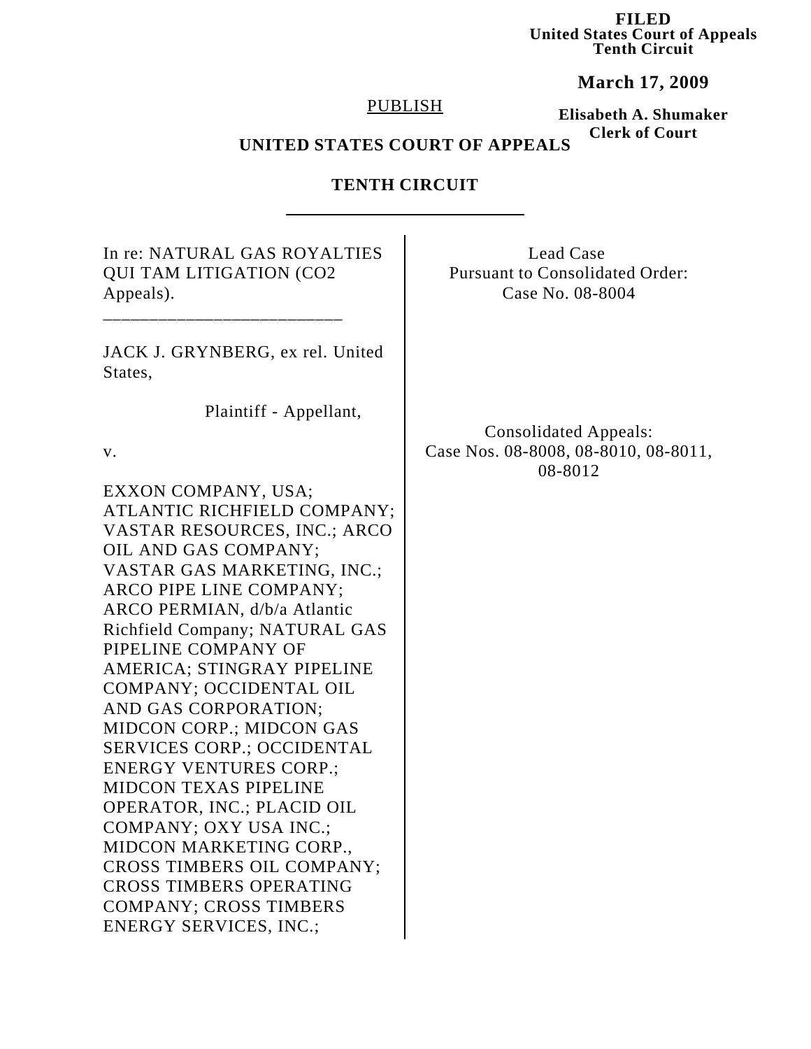**FILED**
**United States Court of Appeals**
**Tenth Circuit**

**March 17, 2009**

**Elisabeth A. Shumaker**
**Clerk of Court**

PUBLISH

**UNITED STATES COURT OF APPEALS**

**TENTH CIRCUIT**

---

In re: NATURAL GAS ROYALTIES QUI TAM LITIGATION (CO2 Appeals).

Lead Case
Pursuant to Consolidated Order:
Case No. 08-8004

---

JACK J. GRYNBERG, ex rel. United States,

Plaintiff - Appellant,

v.

EXXON COMPANY, USA; ATLANTIC RICHFIELD COMPANY; VASTAR RESOURCES, INC.; ARCO OIL AND GAS COMPANY; VASTAR GAS MARKETING, INC.; ARCO PIPE LINE COMPANY; ARCO PERMIAN, d/b/a Atlantic Richfield Company; NATURAL GAS PIPELINE COMPANY OF AMERICA; STINGRAY PIPELINE COMPANY; OCCIDENTAL OIL AND GAS CORPORATION; MIDCON CORP.; MIDCON GAS SERVICES CORP.; OCCIDENTAL ENERGY VENTURES CORP.; MIDCON TEXAS PIPELINE OPERATOR, INC.; PLACID OIL COMPANY; OXY USA INC.; MIDCON MARKETING CORP., CROSS TIMBERS OIL COMPANY; CROSS TIMBERS OPERATING COMPANY; CROSS TIMBERS ENERGY SERVICES, INC.;

Consolidated Appeals:
Case Nos. 08-8008, 08-8010, 08-8011, 08-8012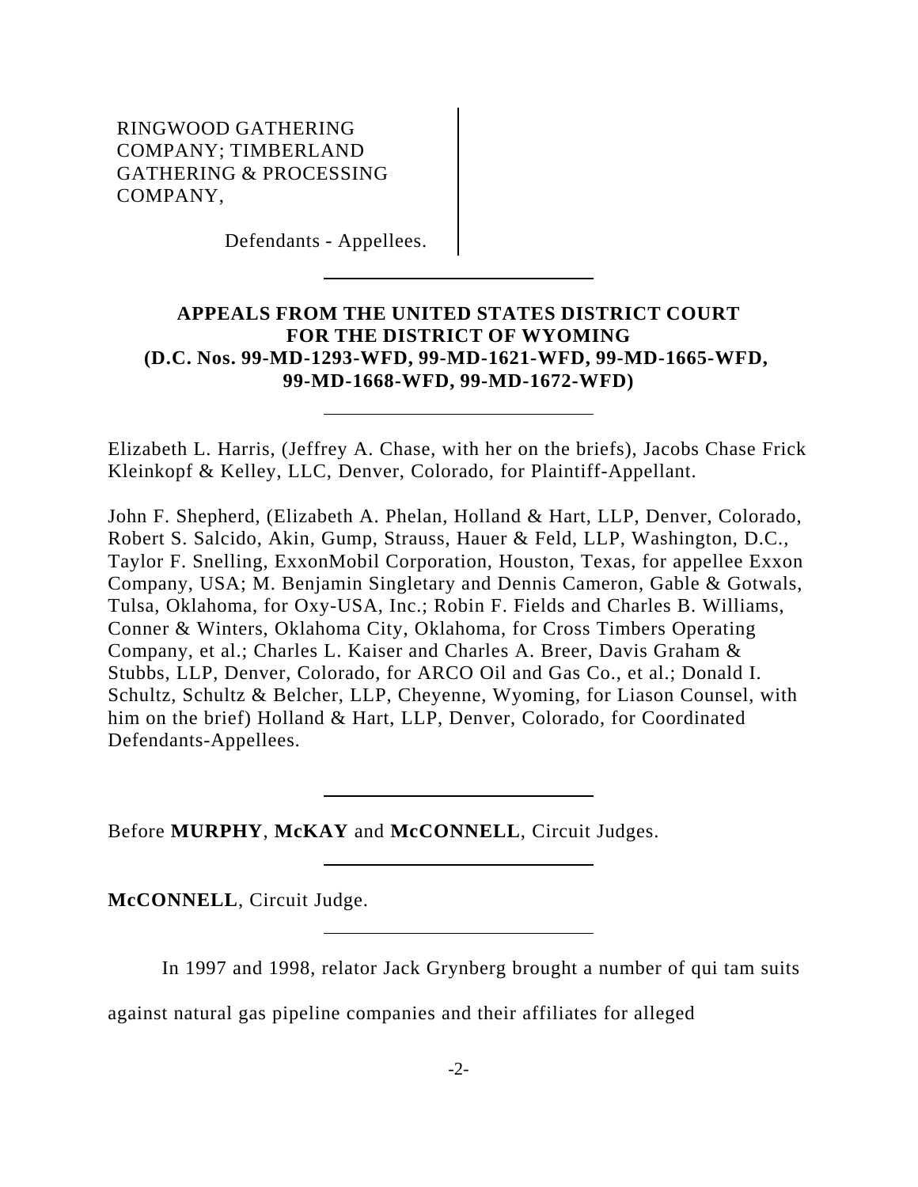RINGWOOD GATHERING COMPANY; TIMBERLAND GATHERING & PROCESSING COMPANY,

Defendants - Appellees.

**APPEALS FROM THE UNITED STATES DISTRICT COURT FOR THE DISTRICT OF WYOMING (D.C. Nos. 99-MD-1293-WFD, 99-MD-1621-WFD, 99-MD-1665-WFD, 99-MD-1668-WFD, 99-MD-1672-WFD)**

Elizabeth L. Harris, (Jeffrey A. Chase, with her on the briefs), Jacobs Chase Frick Kleinkopf & Kelley, LLC, Denver, Colorado, for Plaintiff-Appellant.

John F. Shepherd, (Elizabeth A. Phelan, Holland & Hart, LLP, Denver, Colorado, Robert S. Salcido, Akin, Gump, Strauss, Hauer & Feld, LLP, Washington, D.C., Taylor F. Snelling, ExxonMobil Corporation, Houston, Texas, for appellee Exxon Company, USA; M. Benjamin Singletary and Dennis Cameron, Gable & Gotwals, Tulsa, Oklahoma, for Oxy-USA, Inc.; Robin F. Fields and Charles B. Williams, Conner & Winters, Oklahoma City, Oklahoma, for Cross Timbers Operating Company, et al.; Charles L. Kaiser and Charles A. Breer, Davis Graham & Stubbs, LLP, Denver, Colorado, for ARCO Oil and Gas Co., et al.; Donald I. Schultz, Schultz & Belcher, LLP, Cheyenne, Wyoming, for Liason Counsel, with him on the brief) Holland & Hart, LLP, Denver, Colorado, for Coordinated Defendants-Appellees.

Before **MURPHY**, **McKAY** and **McCONNELL**, Circuit Judges.

**McCONNELL**, Circuit Judge.

In 1997 and 1998, relator Jack Grynberg brought a number of qui tam suits against natural gas pipeline companies and their affiliates for alleged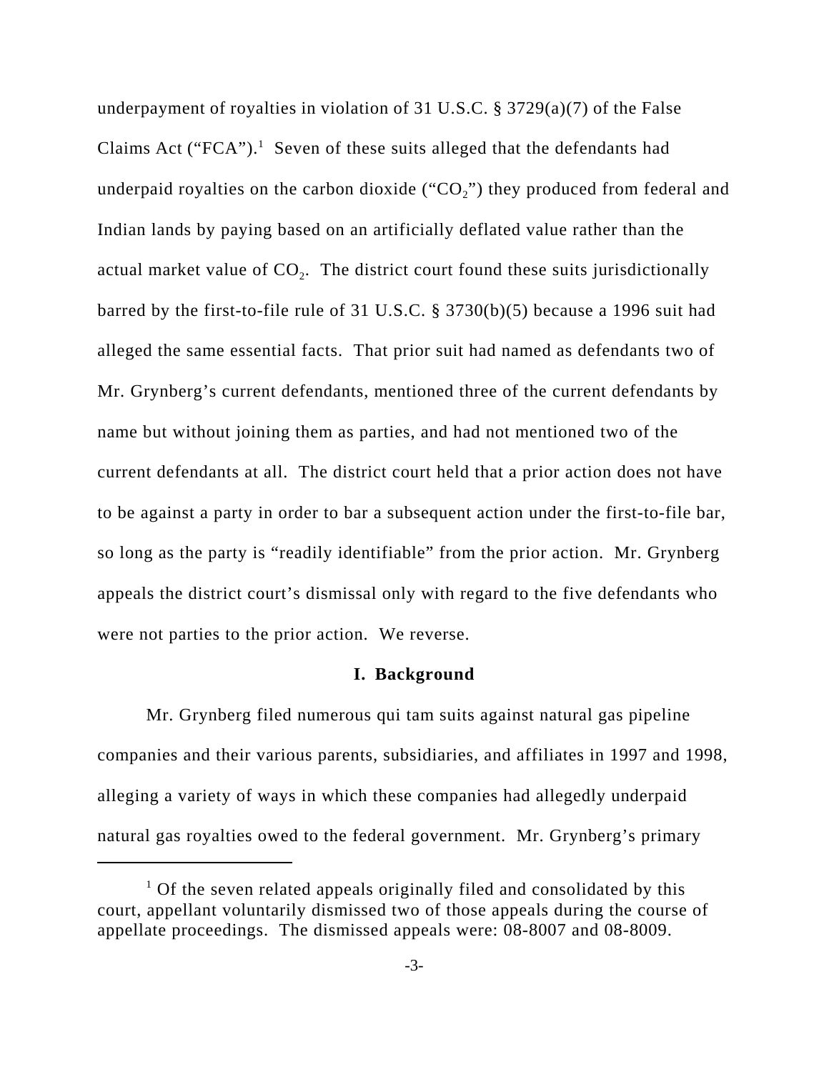underpayment of royalties in violation of 31 U.S.C. § 3729(a)(7) of the False Claims Act ("FCA").[1] Seven of these suits alleged that the defendants had underpaid royalties on the carbon dioxide ("$CO_2$") they produced from federal and Indian lands by paying based on an artificially deflated value rather than the actual market value of $CO_2$. The district court found these suits jurisdictionally barred by the first-to-file rule of 31 U.S.C. § 3730(b)(5) because a 1996 suit had alleged the same essential facts. That prior suit had named as defendants two of Mr. Grynberg's current defendants, mentioned three of the current defendants by name but without joining them as parties, and had not mentioned two of the current defendants at all. The district court held that a prior action does not have to be against a party in order to bar a subsequent action under the first-to-file bar, so long as the party is "readily identifiable" from the prior action. Mr. Grynberg appeals the district court's dismissal only with regard to the five defendants who were not parties to the prior action. We reverse.

## I. Background

Mr. Grynberg filed numerous qui tam suits against natural gas pipeline companies and their various parents, subsidiaries, and affiliates in 1997 and 1998, alleging a variety of ways in which these companies had allegedly underpaid natural gas royalties owed to the federal government. Mr. Grynberg's primary

[1] Of the seven related appeals originally filed and consolidated by this court, appellant voluntarily dismissed two of those appeals during the course of appellate proceedings. The dismissed appeals were: 08-8007 and 08-8009.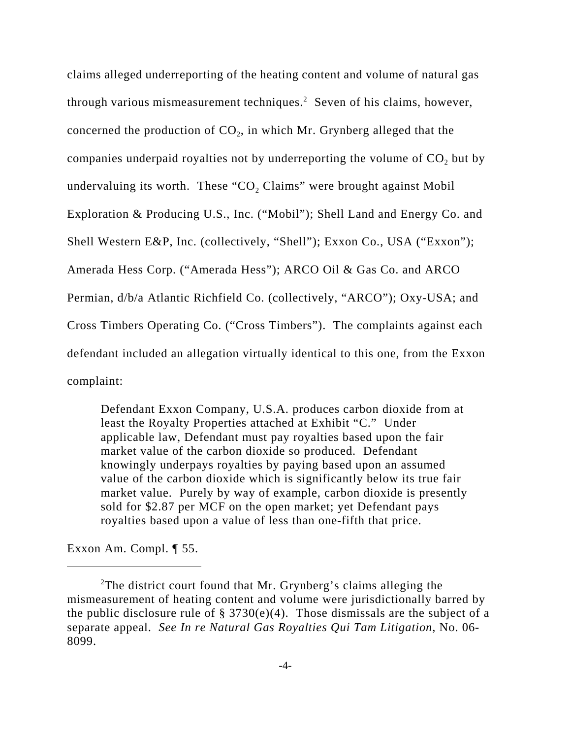claims alleged underreporting of the heating content and volume of natural gas through various mismeasurement techniques.[2] Seven of his claims, however, concerned the production of $CO_2$, in which Mr. Grynberg alleged that the companies underpaid royalties not by underreporting the volume of $CO_2$ but by undervaluing its worth. These "$CO_2$ Claims" were brought against Mobil Exploration & Producing U.S., Inc. ("Mobil"); Shell Land and Energy Co. and Shell Western E&P, Inc. (collectively, "Shell"); Exxon Co., USA ("Exxon"); Amerada Hess Corp. ("Amerada Hess"); ARCO Oil & Gas Co. and ARCO Permian, d/b/a Atlantic Richfield Co. (collectively, "ARCO"); Oxy-USA; and Cross Timbers Operating Co. ("Cross Timbers"). The complaints against each defendant included an allegation virtually identical to this one, from the Exxon complaint:

> Defendant Exxon Company, U.S.A. produces carbon dioxide from at least the Royalty Properties attached at Exhibit "C." Under applicable law, Defendant must pay royalties based upon the fair market value of the carbon dioxide so produced. Defendant knowingly underpays royalties by paying based upon an assumed value of the carbon dioxide which is significantly below its true fair market value. Purely by way of example, carbon dioxide is presently sold for $2.87 per MCF on the open market; yet Defendant pays royalties based upon a value of less than one-fifth that price.

Exxon Am. Compl. ¶ 55.

---

[2] The district court found that Mr. Grynberg's claims alleging the mismeasurement of heating content and volume were jurisdictionally barred by the public disclosure rule of § 3730(e)(4). Those dismissals are the subject of a separate appeal. *See In re Natural Gas Royalties Qui Tam Litigation*, No. 06-8099.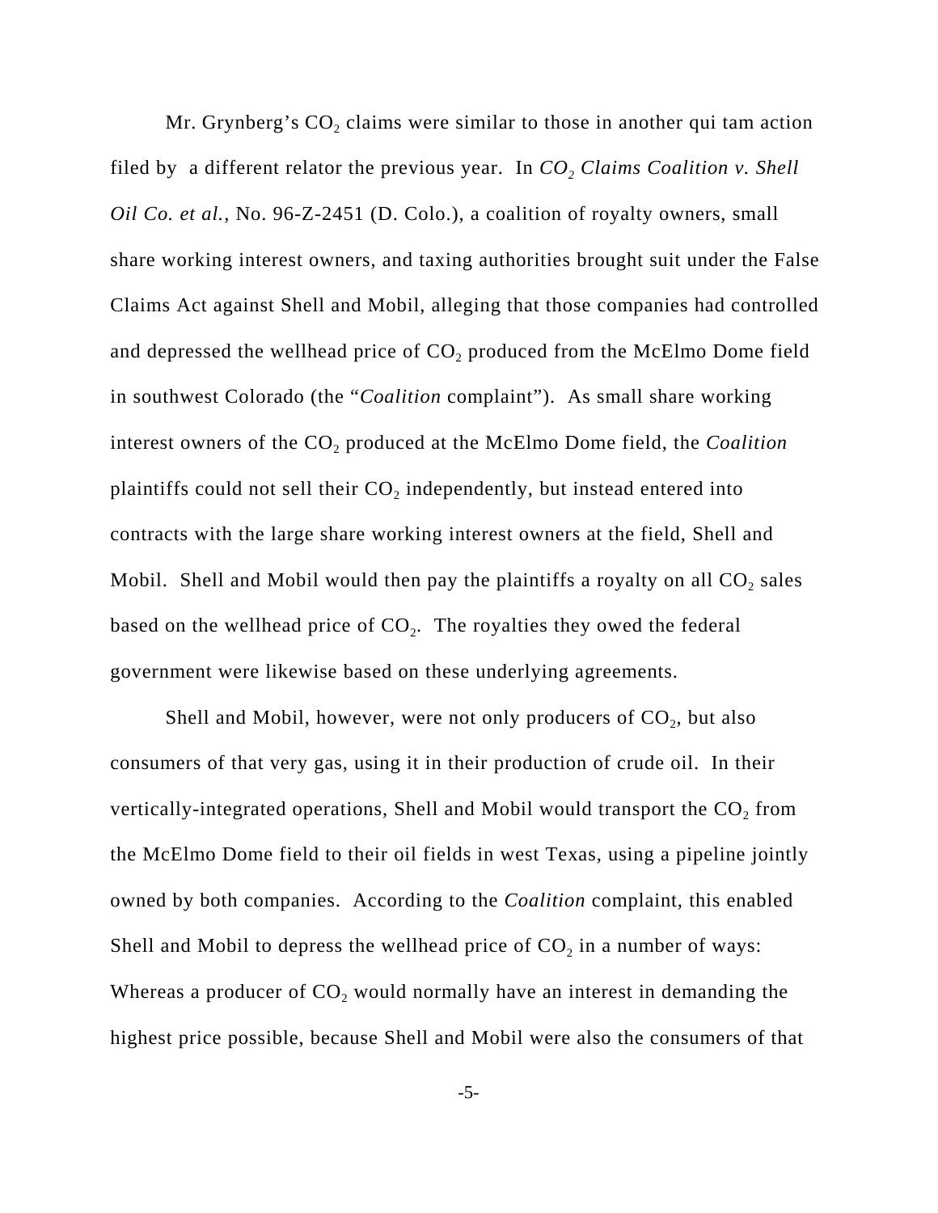Mr. Grynberg's $CO_2$ claims were similar to those in another qui tam action filed by a different relator the previous year. In *$CO_2$ Claims Coalition v. Shell Oil Co. et al.*, No. 96-Z-2451 (D. Colo.), a coalition of royalty owners, small share working interest owners, and taxing authorities brought suit under the False Claims Act against Shell and Mobil, alleging that those companies had controlled and depressed the wellhead price of $CO_2$ produced from the McElmo Dome field in southwest Colorado (the "*Coalition* complaint"). As small share working interest owners of the $CO_2$ produced at the McElmo Dome field, the *Coalition* plaintiffs could not sell their $CO_2$ independently, but instead entered into contracts with the large share working interest owners at the field, Shell and Mobil. Shell and Mobil would then pay the plaintiffs a royalty on all $CO_2$ sales based on the wellhead price of $CO_2$. The royalties they owed the federal government were likewise based on these underlying agreements.

Shell and Mobil, however, were not only producers of $CO_2$, but also consumers of that very gas, using it in their production of crude oil. In their vertically-integrated operations, Shell and Mobil would transport the $CO_2$ from the McElmo Dome field to their oil fields in west Texas, using a pipeline jointly owned by both companies. According to the *Coalition* complaint, this enabled Shell and Mobil to depress the wellhead price of $CO_2$ in a number of ways: Whereas a producer of $CO_2$ would normally have an interest in demanding the highest price possible, because Shell and Mobil were also the consumers of that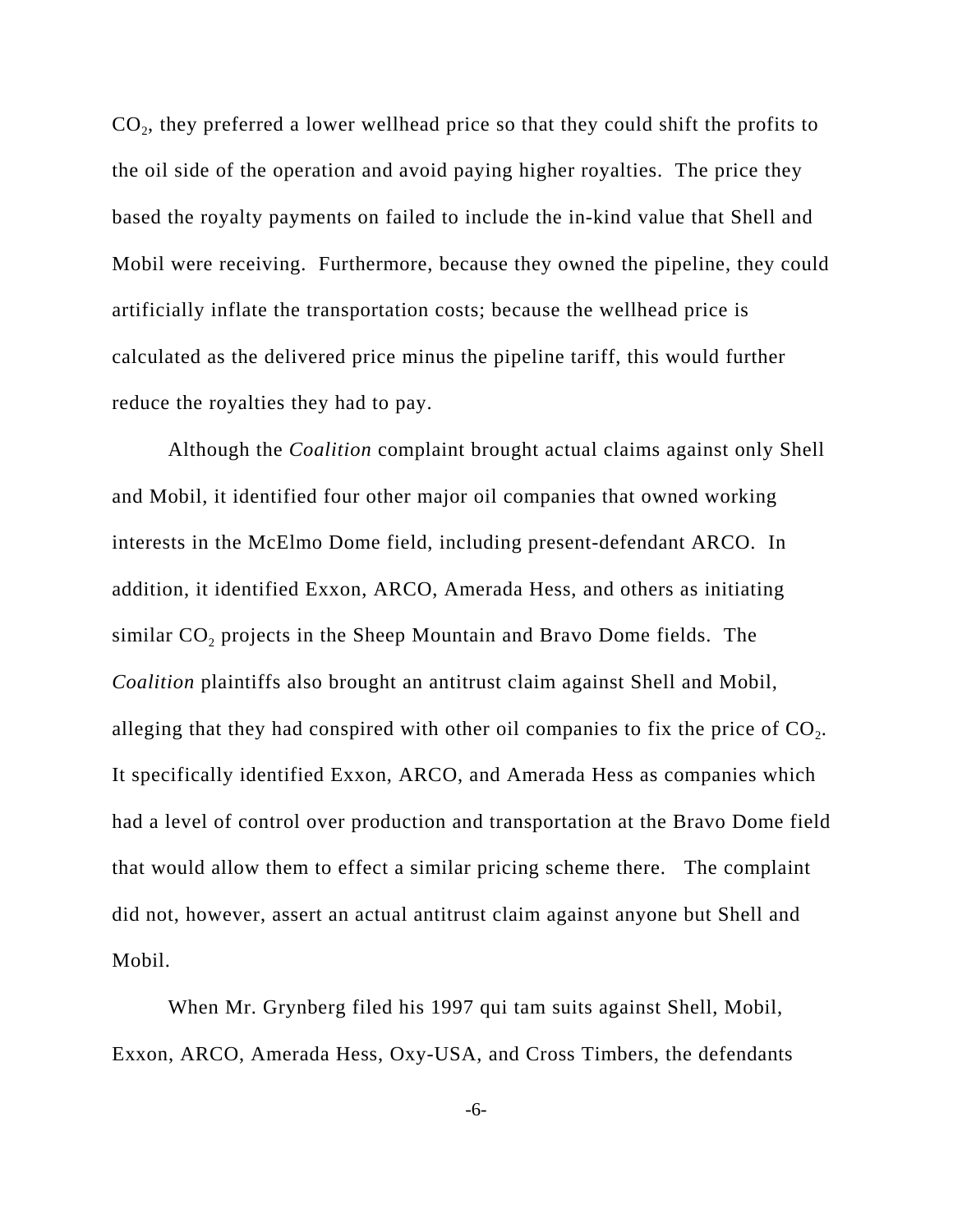$CO_2$, they preferred a lower wellhead price so that they could shift the profits to the oil side of the operation and avoid paying higher royalties. The price they based the royalty payments on failed to include the in-kind value that Shell and Mobil were receiving. Furthermore, because they owned the pipeline, they could artificially inflate the transportation costs; because the wellhead price is calculated as the delivered price minus the pipeline tariff, this would further reduce the royalties they had to pay.

Although the *Coalition* complaint brought actual claims against only Shell and Mobil, it identified four other major oil companies that owned working interests in the McElmo Dome field, including present-defendant ARCO. In addition, it identified Exxon, ARCO, Amerada Hess, and others as initiating similar $CO_2$ projects in the Sheep Mountain and Bravo Dome fields. The *Coalition* plaintiffs also brought an antitrust claim against Shell and Mobil, alleging that they had conspired with other oil companies to fix the price of $CO_2$. It specifically identified Exxon, ARCO, and Amerada Hess as companies which had a level of control over production and transportation at the Bravo Dome field that would allow them to effect a similar pricing scheme there. The complaint did not, however, assert an actual antitrust claim against anyone but Shell and Mobil.

When Mr. Grynberg filed his 1997 qui tam suits against Shell, Mobil, Exxon, ARCO, Amerada Hess, Oxy-USA, and Cross Timbers, the defendants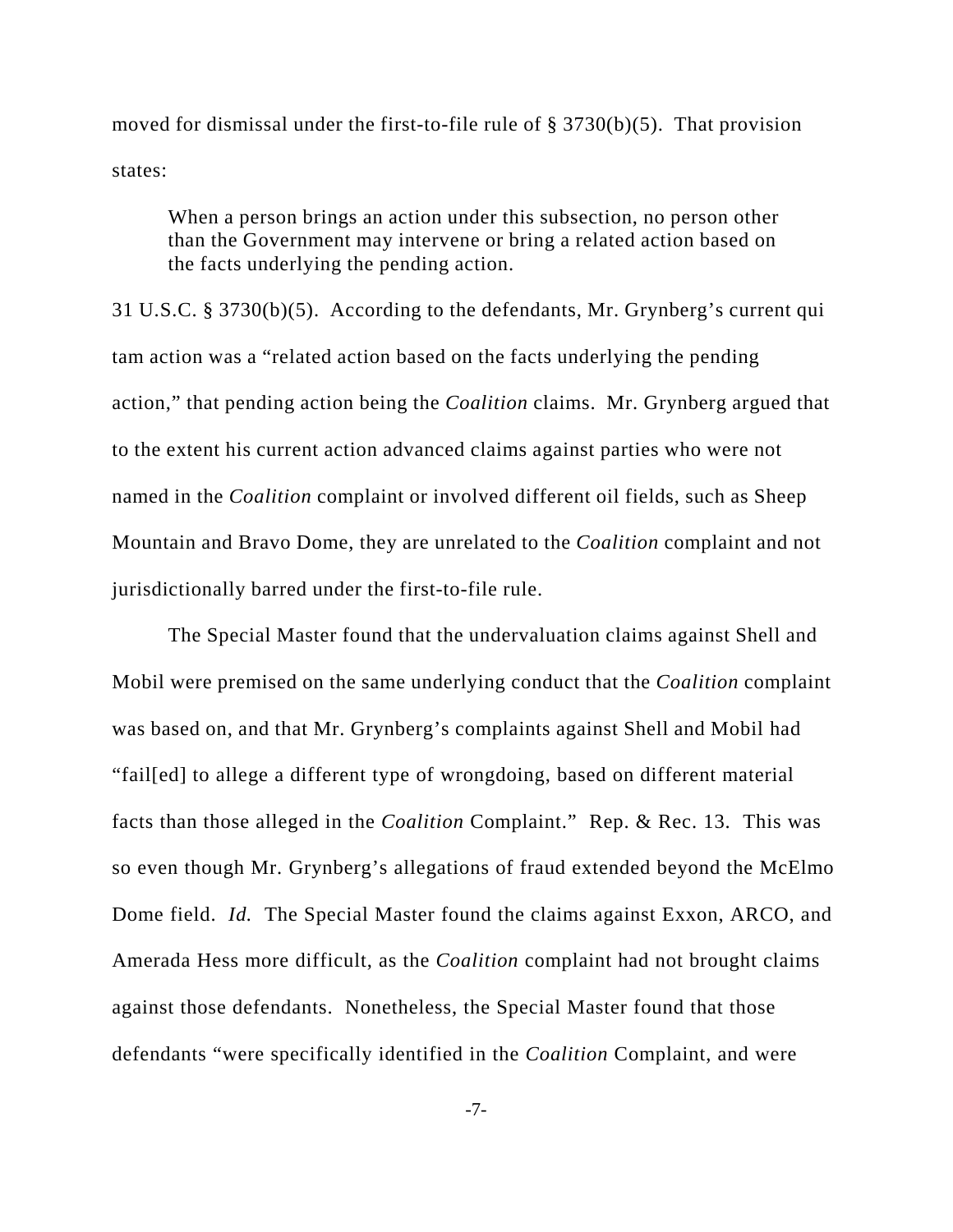moved for dismissal under the first-to-file rule of § 3730(b)(5). That provision states:

> When a person brings an action under this subsection, no person other than the Government may intervene or bring a related action based on the facts underlying the pending action.

31 U.S.C. § 3730(b)(5). According to the defendants, Mr. Grynberg's current qui tam action was a "related action based on the facts underlying the pending action," that pending action being the *Coalition* claims. Mr. Grynberg argued that to the extent his current action advanced claims against parties who were not named in the *Coalition* complaint or involved different oil fields, such as Sheep Mountain and Bravo Dome, they are unrelated to the *Coalition* complaint and not jurisdictionally barred under the first-to-file rule.

The Special Master found that the undervaluation claims against Shell and Mobil were premised on the same underlying conduct that the *Coalition* complaint was based on, and that Mr. Grynberg's complaints against Shell and Mobil had "fail[ed] to allege a different type of wrongdoing, based on different material facts than those alleged in the *Coalition* Complaint." Rep. & Rec. 13. This was so even though Mr. Grynberg's allegations of fraud extended beyond the McElmo Dome field. *Id.* The Special Master found the claims against Exxon, ARCO, and Amerada Hess more difficult, as the *Coalition* complaint had not brought claims against those defendants. Nonetheless, the Special Master found that those defendants "were specifically identified in the *Coalition* Complaint, and were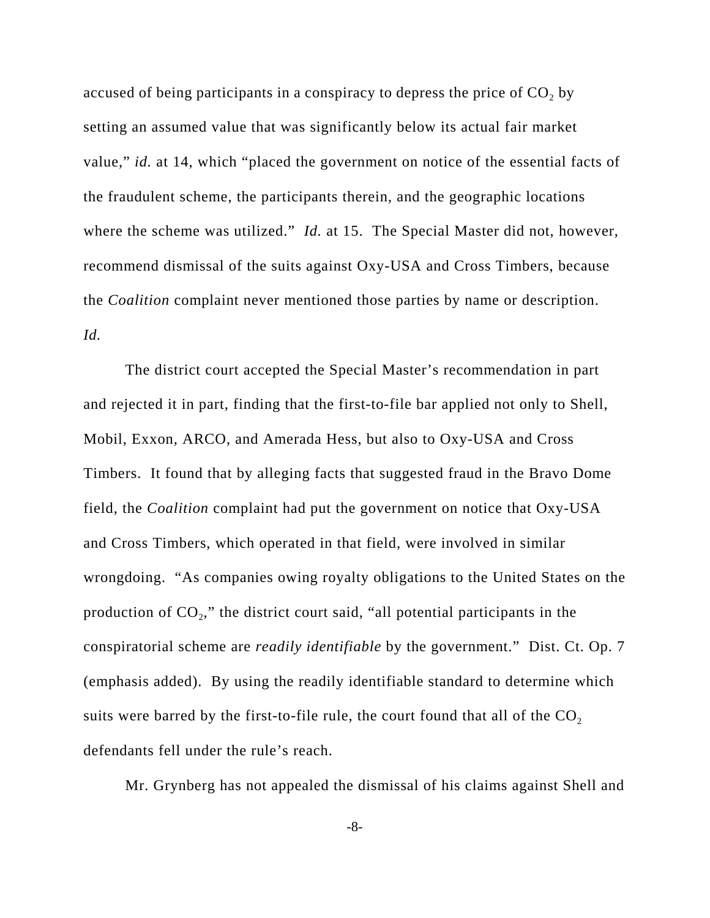accused of being participants in a conspiracy to depress the price of $CO_2$ by setting an assumed value that was significantly below its actual fair market value," *id.* at 14, which "placed the government on notice of the essential facts of the fraudulent scheme, the participants therein, and the geographic locations where the scheme was utilized." *Id.* at 15. The Special Master did not, however, recommend dismissal of the suits against Oxy-USA and Cross Timbers, because the *Coalition* complaint never mentioned those parties by name or description. *Id.*

The district court accepted the Special Master's recommendation in part and rejected it in part, finding that the first-to-file bar applied not only to Shell, Mobil, Exxon, ARCO, and Amerada Hess, but also to Oxy-USA and Cross Timbers. It found that by alleging facts that suggested fraud in the Bravo Dome field, the *Coalition* complaint had put the government on notice that Oxy-USA and Cross Timbers, which operated in that field, were involved in similar wrongdoing. "As companies owing royalty obligations to the United States on the production of $CO_2$," the district court said, "all potential participants in the conspiratorial scheme are *readily identifiable* by the government." Dist. Ct. Op. 7 (emphasis added). By using the readily identifiable standard to determine which suits were barred by the first-to-file rule, the court found that all of the $CO_2$ defendants fell under the rule's reach.

Mr. Grynberg has not appealed the dismissal of his claims against Shell and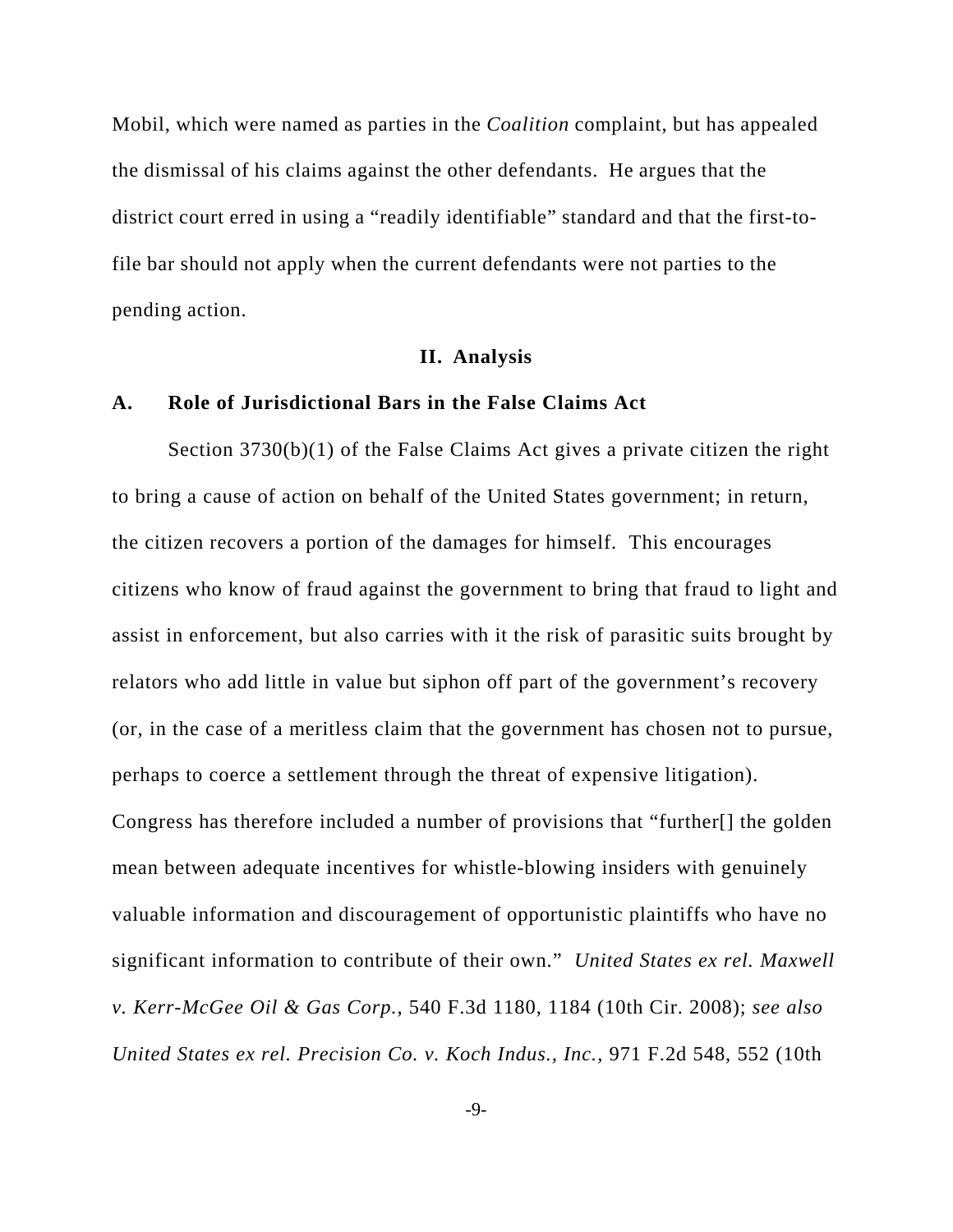Mobil, which were named as parties in the *Coalition* complaint, but has appealed the dismissal of his claims against the other defendants. He argues that the district court erred in using a "readily identifiable" standard and that the first-to-file bar should not apply when the current defendants were not parties to the pending action.

## II. Analysis

### A. Role of Jurisdictional Bars in the False Claims Act

Section 3730(b)(1) of the False Claims Act gives a private citizen the right to bring a cause of action on behalf of the United States government; in return, the citizen recovers a portion of the damages for himself. This encourages citizens who know of fraud against the government to bring that fraud to light and assist in enforcement, but also carries with it the risk of parasitic suits brought by relators who add little in value but siphon off part of the government's recovery (or, in the case of a meritless claim that the government has chosen not to pursue, perhaps to coerce a settlement through the threat of expensive litigation). Congress has therefore included a number of provisions that "further[] the golden mean between adequate incentives for whistle-blowing insiders with genuinely valuable information and discouragement of opportunistic plaintiffs who have no significant information to contribute of their own." *United States ex rel. Maxwell v. Kerr-McGee Oil & Gas Corp.*, 540 F.3d 1180, 1184 (10th Cir. 2008); *see also United States ex rel. Precision Co. v. Koch Indus., Inc.*, 971 F.2d 548, 552 (10th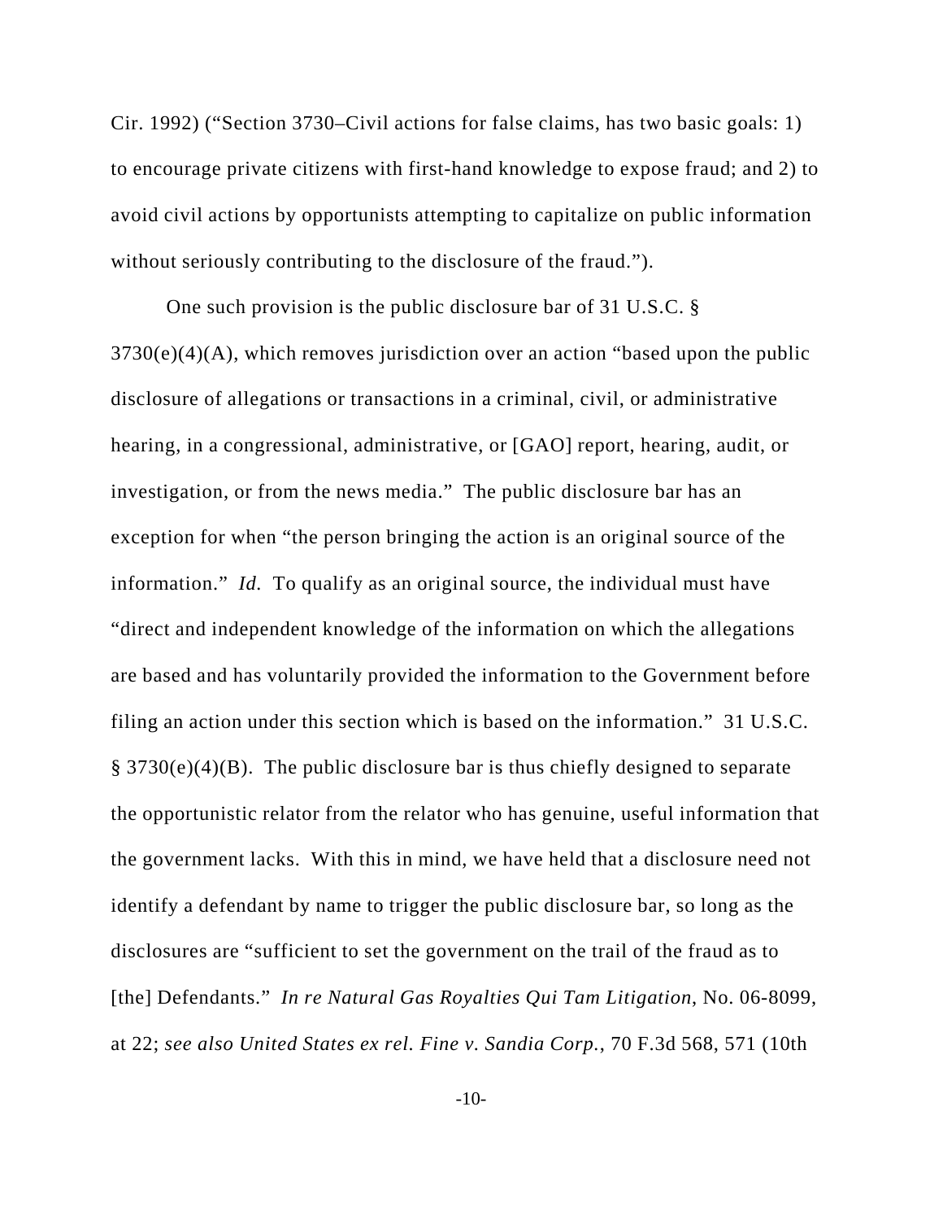Cir. 1992) ("Section 3730–Civil actions for false claims, has two basic goals: 1) to encourage private citizens with first-hand knowledge to expose fraud; and 2) to avoid civil actions by opportunists attempting to capitalize on public information without seriously contributing to the disclosure of the fraud.").

One such provision is the public disclosure bar of 31 U.S.C. § 3730(e)(4)(A), which removes jurisdiction over an action "based upon the public disclosure of allegations or transactions in a criminal, civil, or administrative hearing, in a congressional, administrative, or [GAO] report, hearing, audit, or investigation, or from the news media." The public disclosure bar has an exception for when "the person bringing the action is an original source of the information." *Id.* To qualify as an original source, the individual must have "direct and independent knowledge of the information on which the allegations are based and has voluntarily provided the information to the Government before filing an action under this section which is based on the information." 31 U.S.C. § 3730(e)(4)(B). The public disclosure bar is thus chiefly designed to separate the opportunistic relator from the relator who has genuine, useful information that the government lacks. With this in mind, we have held that a disclosure need not identify a defendant by name to trigger the public disclosure bar, so long as the disclosures are "sufficient to set the government on the trail of the fraud as to [the] Defendants." *In re Natural Gas Royalties Qui Tam Litigation*, No. 06-8099, at 22; *see also United States ex rel. Fine v. Sandia Corp.*, 70 F.3d 568, 571 (10th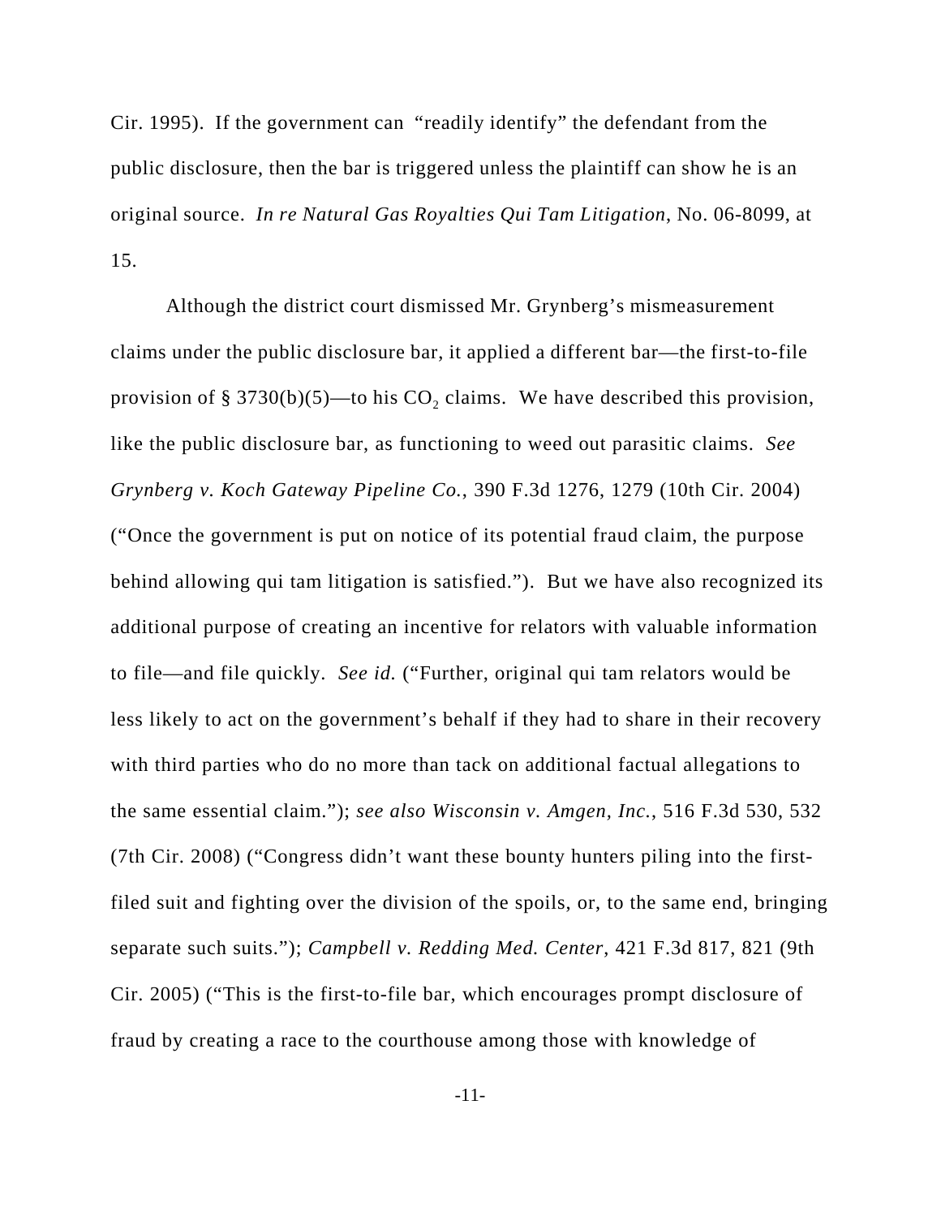Cir. 1995). If the government can "readily identify" the defendant from the public disclosure, then the bar is triggered unless the plaintiff can show he is an original source. *In re Natural Gas Royalties Qui Tam Litigation*, No. 06-8099, at 15.

Although the district court dismissed Mr. Grynberg's mismeasurement claims under the public disclosure bar, it applied a different bar—the first-to-file provision of § 3730(b)(5)—to his $CO_2$ claims. We have described this provision, like the public disclosure bar, as functioning to weed out parasitic claims. *See Grynberg v. Koch Gateway Pipeline Co.*, 390 F.3d 1276, 1279 (10th Cir. 2004) ("Once the government is put on notice of its potential fraud claim, the purpose behind allowing qui tam litigation is satisfied."). But we have also recognized its additional purpose of creating an incentive for relators with valuable information to file—and file quickly. *See id.* ("Further, original qui tam relators would be less likely to act on the government's behalf if they had to share in their recovery with third parties who do no more than tack on additional factual allegations to the same essential claim."); *see also Wisconsin v. Amgen, Inc.*, 516 F.3d 530, 532 (7th Cir. 2008) ("Congress didn't want these bounty hunters piling into the first-filed suit and fighting over the division of the spoils, or, to the same end, bringing separate such suits."); *Campbell v. Redding Med. Center*, 421 F.3d 817, 821 (9th Cir. 2005) ("This is the first-to-file bar, which encourages prompt disclosure of fraud by creating a race to the courthouse among those with knowledge of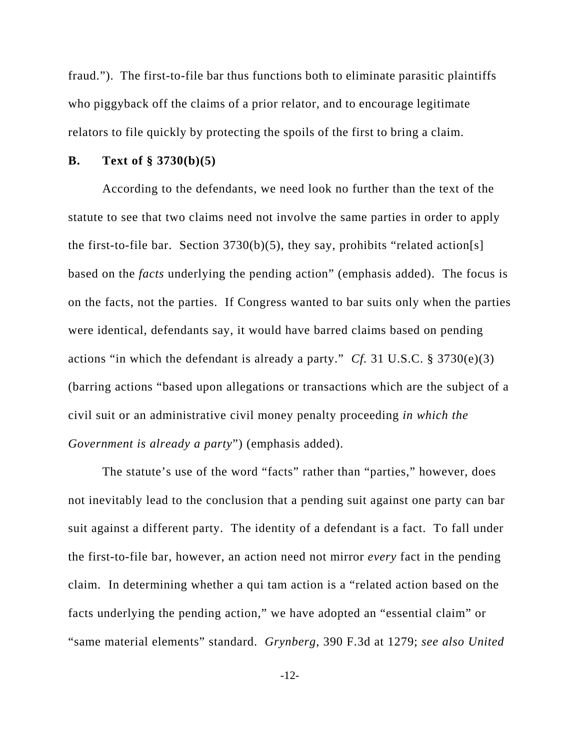fraud."). The first-to-file bar thus functions both to eliminate parasitic plaintiffs who piggyback off the claims of a prior relator, and to encourage legitimate relators to file quickly by protecting the spoils of the first to bring a claim.

**B. Text of § 3730(b)(5)**

According to the defendants, we need look no further than the text of the statute to see that two claims need not involve the same parties in order to apply the first-to-file bar. Section 3730(b)(5), they say, prohibits "related action[s] based on the *facts* underlying the pending action" (emphasis added). The focus is on the facts, not the parties. If Congress wanted to bar suits only when the parties were identical, defendants say, it would have barred claims based on pending actions "in which the defendant is already a party." *Cf.* 31 U.S.C. § 3730(e)(3) (barring actions "based upon allegations or transactions which are the subject of a civil suit or an administrative civil money penalty proceeding *in which the Government is already a party*") (emphasis added).

The statute's use of the word "facts" rather than "parties," however, does not inevitably lead to the conclusion that a pending suit against one party can bar suit against a different party. The identity of a defendant is a fact. To fall under the first-to-file bar, however, an action need not mirror *every* fact in the pending claim. In determining whether a qui tam action is a "related action based on the facts underlying the pending action," we have adopted an "essential claim" or "same material elements" standard. *Grynberg*, 390 F.3d at 1279; *see also United*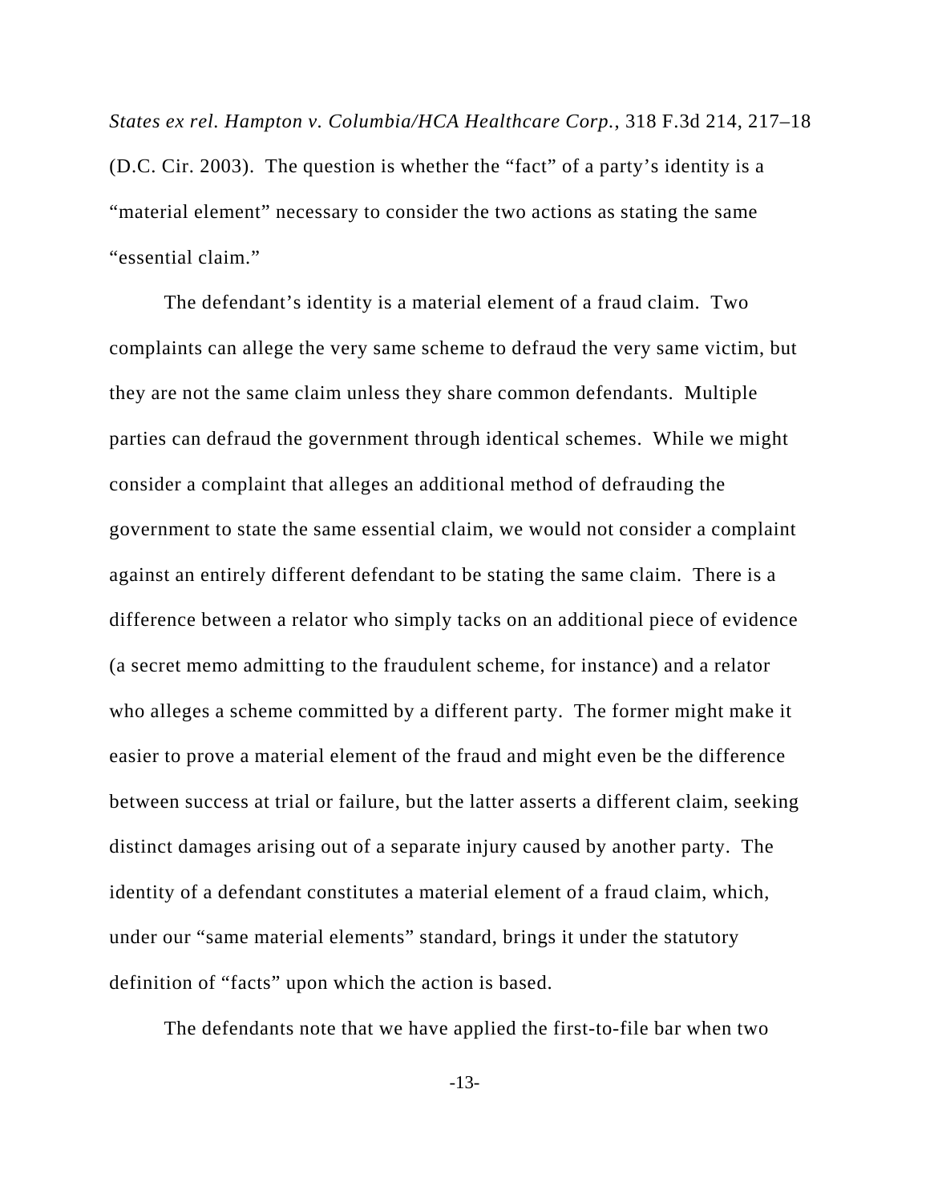*States ex rel. Hampton v. Columbia/HCA Healthcare Corp.*, 318 F.3d 214, 217–18 (D.C. Cir. 2003). The question is whether the "fact" of a party's identity is a "material element" necessary to consider the two actions as stating the same "essential claim."

The defendant's identity is a material element of a fraud claim. Two complaints can allege the very same scheme to defraud the very same victim, but they are not the same claim unless they share common defendants. Multiple parties can defraud the government through identical schemes. While we might consider a complaint that alleges an additional method of defrauding the government to state the same essential claim, we would not consider a complaint against an entirely different defendant to be stating the same claim. There is a difference between a relator who simply tacks on an additional piece of evidence (a secret memo admitting to the fraudulent scheme, for instance) and a relator who alleges a scheme committed by a different party. The former might make it easier to prove a material element of the fraud and might even be the difference between success at trial or failure, but the latter asserts a different claim, seeking distinct damages arising out of a separate injury caused by another party. The identity of a defendant constitutes a material element of a fraud claim, which, under our "same material elements" standard, brings it under the statutory definition of "facts" upon which the action is based.

The defendants note that we have applied the first-to-file bar when two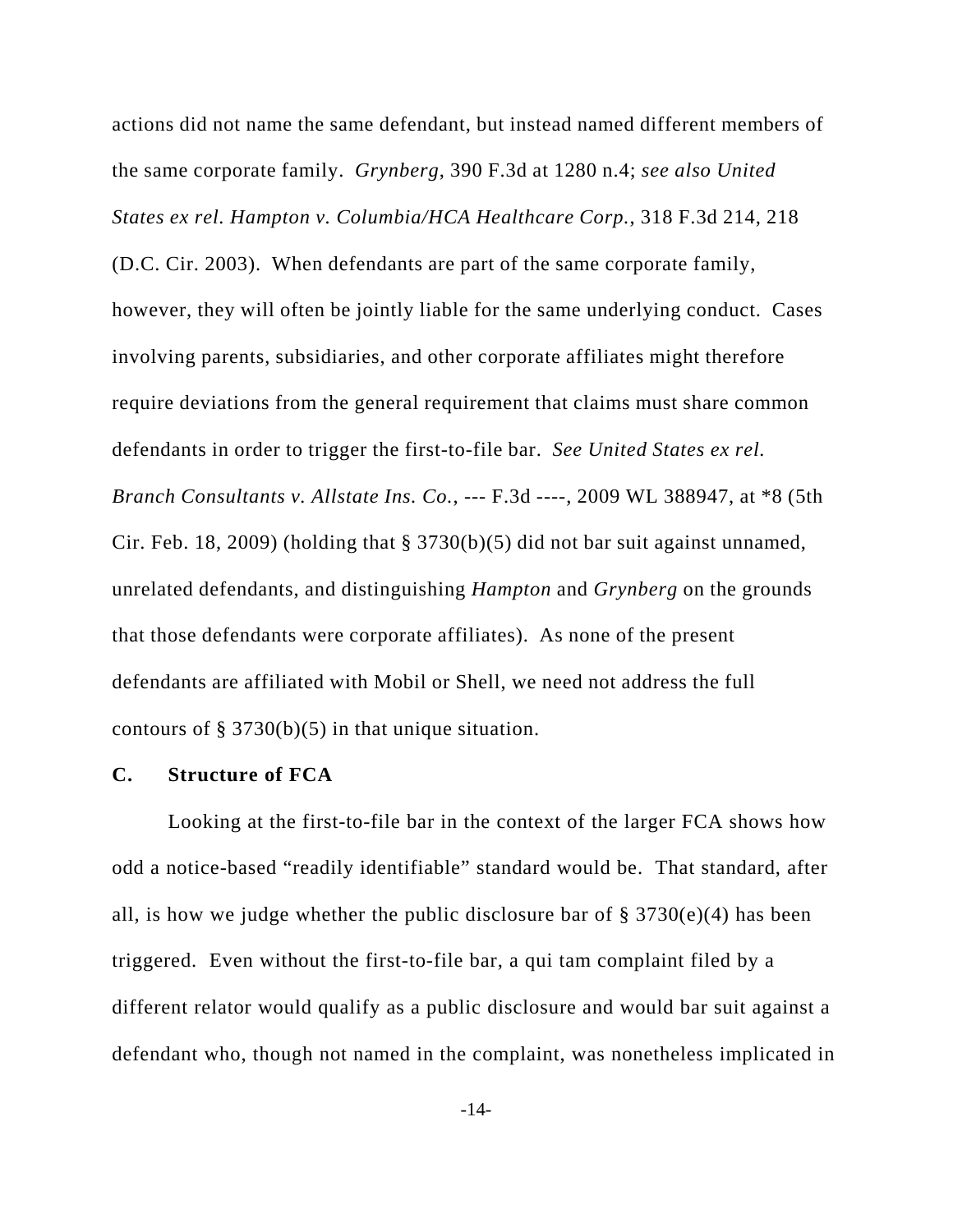actions did not name the same defendant, but instead named different members of the same corporate family. *Grynberg*, 390 F.3d at 1280 n.4; *see also United States ex rel. Hampton v. Columbia/HCA Healthcare Corp.*, 318 F.3d 214, 218 (D.C. Cir. 2003). When defendants are part of the same corporate family, however, they will often be jointly liable for the same underlying conduct. Cases involving parents, subsidiaries, and other corporate affiliates might therefore require deviations from the general requirement that claims must share common defendants in order to trigger the first-to-file bar. *See United States ex rel. Branch Consultants v. Allstate Ins. Co.*, --- F.3d ----, 2009 WL 388947, at *8 (5th Cir. Feb. 18, 2009) (holding that § 3730(b)(5) did not bar suit against unnamed, unrelated defendants, and distinguishing *Hampton* and *Grynberg* on the grounds that those defendants were corporate affiliates). As none of the present defendants are affiliated with Mobil or Shell, we need not address the full contours of § 3730(b)(5) in that unique situation.

### C. Structure of FCA

Looking at the first-to-file bar in the context of the larger FCA shows how odd a notice-based "readily identifiable" standard would be. That standard, after all, is how we judge whether the public disclosure bar of § 3730(e)(4) has been triggered. Even without the first-to-file bar, a qui tam complaint filed by a different relator would qualify as a public disclosure and would bar suit against a defendant who, though not named in the complaint, was nonetheless implicated in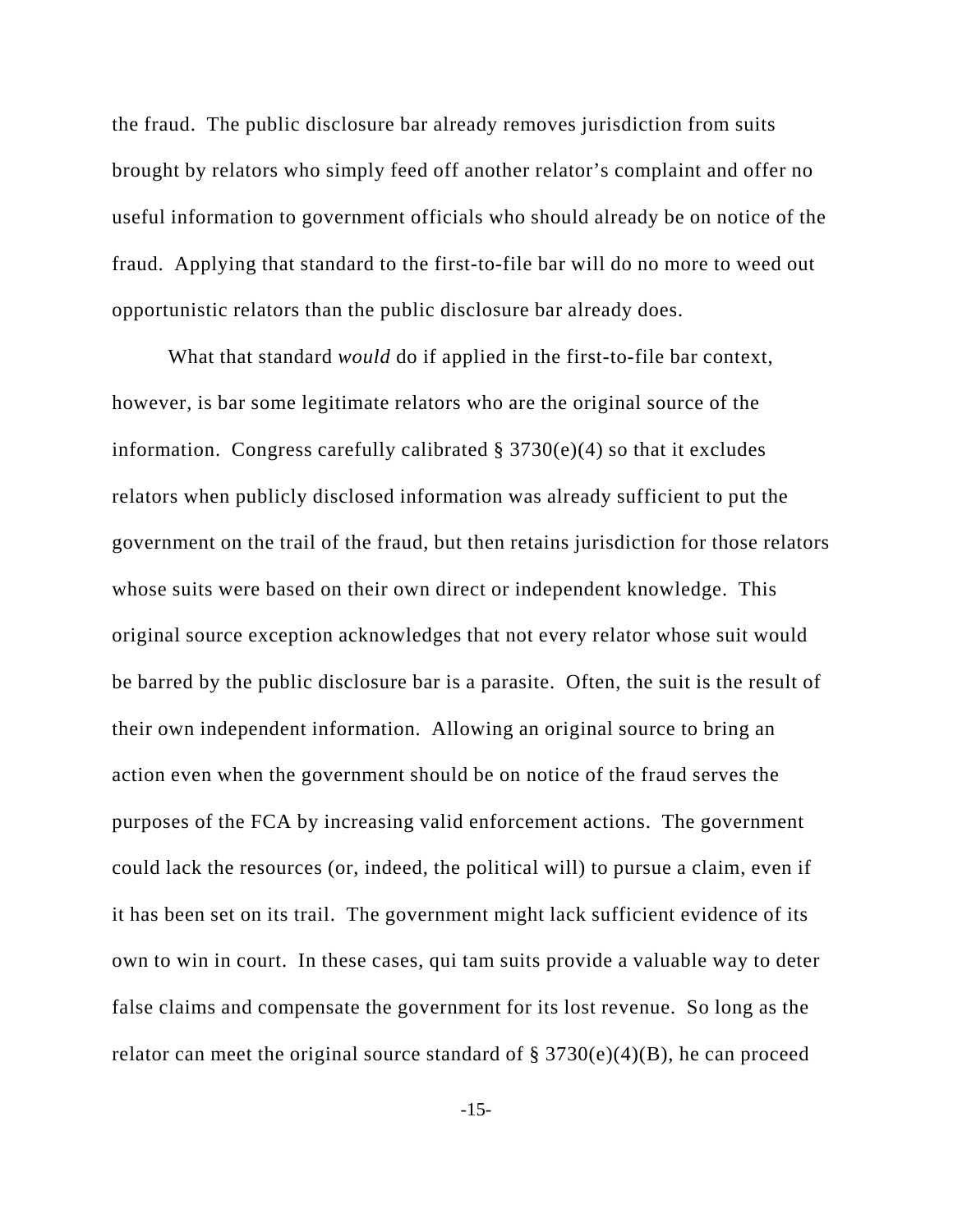the fraud. The public disclosure bar already removes jurisdiction from suits brought by relators who simply feed off another relator's complaint and offer no useful information to government officials who should already be on notice of the fraud. Applying that standard to the first-to-file bar will do no more to weed out opportunistic relators than the public disclosure bar already does.

What that standard *would* do if applied in the first-to-file bar context, however, is bar some legitimate relators who are the original source of the information. Congress carefully calibrated § 3730(e)(4) so that it excludes relators when publicly disclosed information was already sufficient to put the government on the trail of the fraud, but then retains jurisdiction for those relators whose suits were based on their own direct or independent knowledge. This original source exception acknowledges that not every relator whose suit would be barred by the public disclosure bar is a parasite. Often, the suit is the result of their own independent information. Allowing an original source to bring an action even when the government should be on notice of the fraud serves the purposes of the FCA by increasing valid enforcement actions. The government could lack the resources (or, indeed, the political will) to pursue a claim, even if it has been set on its trail. The government might lack sufficient evidence of its own to win in court. In these cases, qui tam suits provide a valuable way to deter false claims and compensate the government for its lost revenue. So long as the relator can meet the original source standard of § 3730(e)(4)(B), he can proceed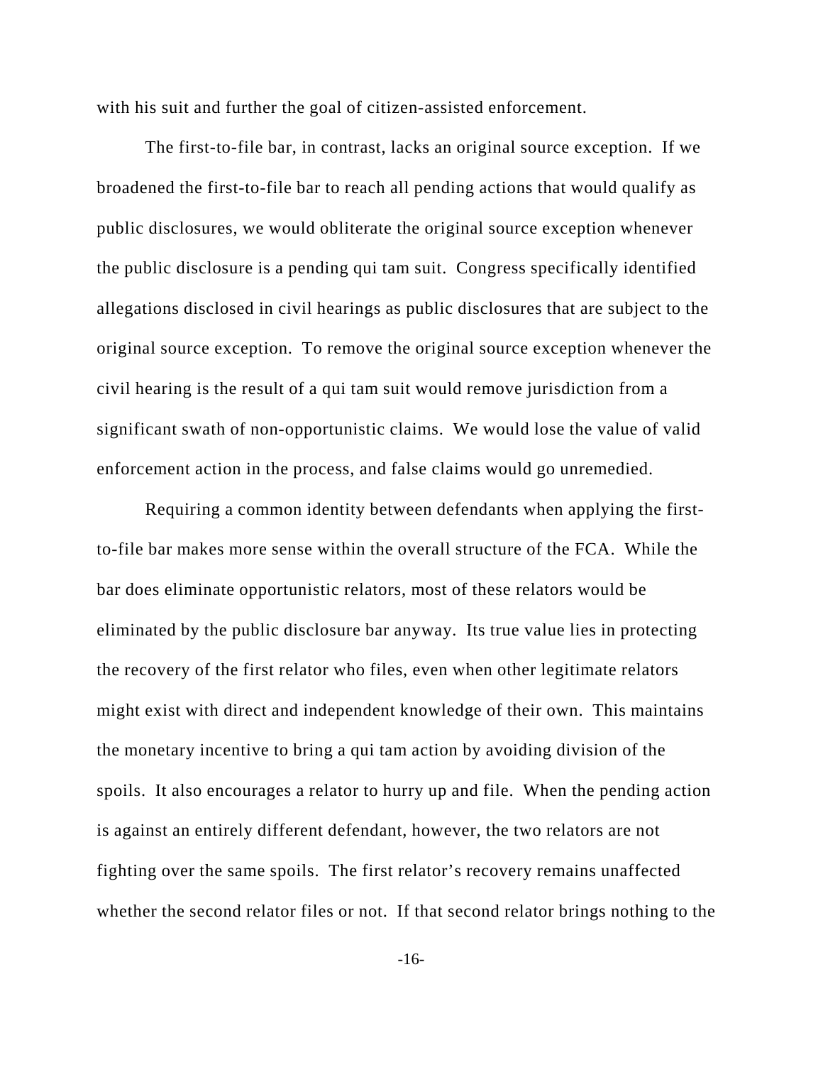with his suit and further the goal of citizen-assisted enforcement.

The first-to-file bar, in contrast, lacks an original source exception. If we broadened the first-to-file bar to reach all pending actions that would qualify as public disclosures, we would obliterate the original source exception whenever the public disclosure is a pending qui tam suit. Congress specifically identified allegations disclosed in civil hearings as public disclosures that are subject to the original source exception. To remove the original source exception whenever the civil hearing is the result of a qui tam suit would remove jurisdiction from a significant swath of non-opportunistic claims. We would lose the value of valid enforcement action in the process, and false claims would go unremedied.

Requiring a common identity between defendants when applying the first-to-file bar makes more sense within the overall structure of the FCA. While the bar does eliminate opportunistic relators, most of these relators would be eliminated by the public disclosure bar anyway. Its true value lies in protecting the recovery of the first relator who files, even when other legitimate relators might exist with direct and independent knowledge of their own. This maintains the monetary incentive to bring a qui tam action by avoiding division of the spoils. It also encourages a relator to hurry up and file. When the pending action is against an entirely different defendant, however, the two relators are not fighting over the same spoils. The first relator's recovery remains unaffected whether the second relator files or not. If that second relator brings nothing to the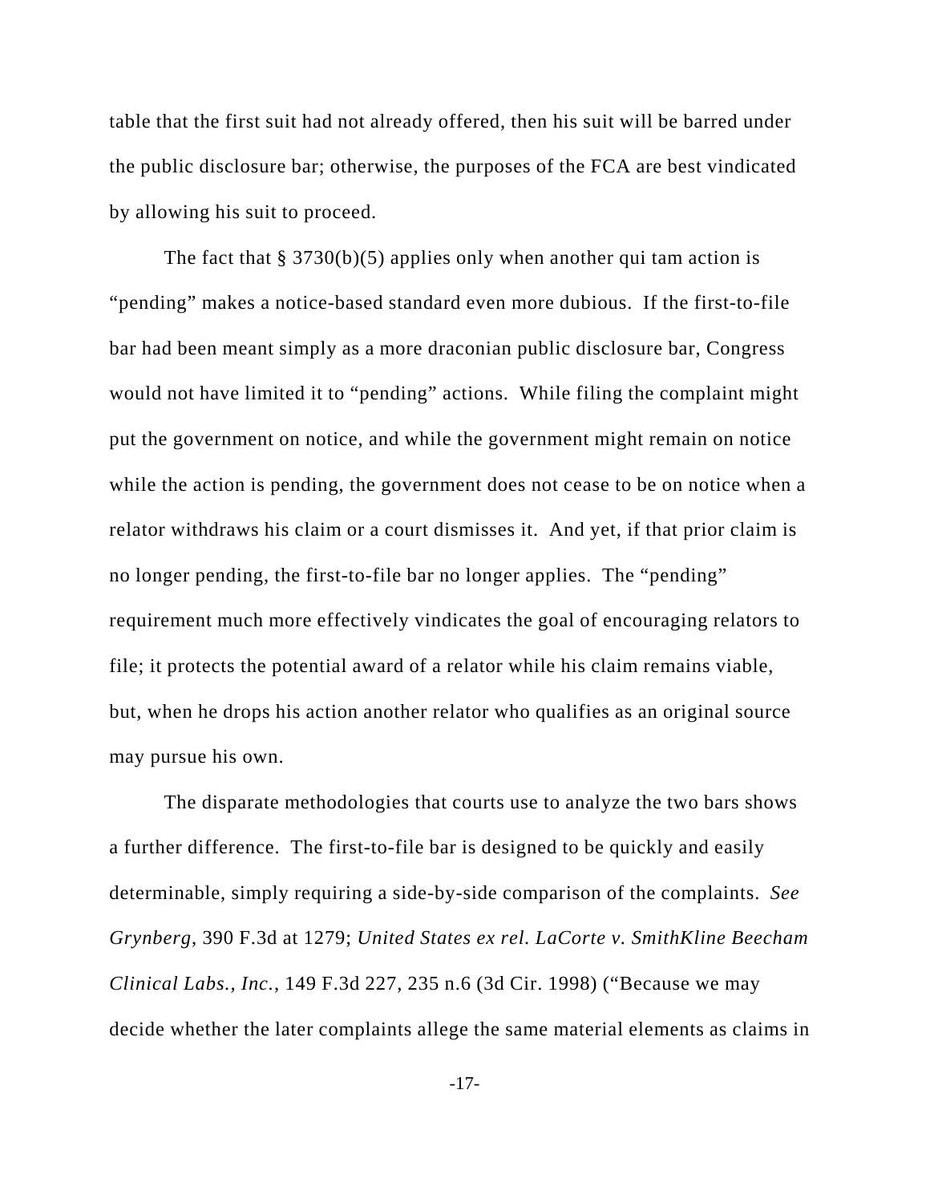table that the first suit had not already offered, then his suit will be barred under the public disclosure bar; otherwise, the purposes of the FCA are best vindicated by allowing his suit to proceed.

The fact that § 3730(b)(5) applies only when another qui tam action is "pending" makes a notice-based standard even more dubious. If the first-to-file bar had been meant simply as a more draconian public disclosure bar, Congress would not have limited it to "pending" actions. While filing the complaint might put the government on notice, and while the government might remain on notice while the action is pending, the government does not cease to be on notice when a relator withdraws his claim or a court dismisses it. And yet, if that prior claim is no longer pending, the first-to-file bar no longer applies. The "pending" requirement much more effectively vindicates the goal of encouraging relators to file; it protects the potential award of a relator while his claim remains viable, but, when he drops his action another relator who qualifies as an original source may pursue his own.

The disparate methodologies that courts use to analyze the two bars shows a further difference. The first-to-file bar is designed to be quickly and easily determinable, simply requiring a side-by-side comparison of the complaints. *See Grynberg*, 390 F.3d at 1279; *United States ex rel. LaCorte v. SmithKline Beecham Clinical Labs., Inc.*, 149 F.3d 227, 235 n.6 (3d Cir. 1998) ("Because we may decide whether the later complaints allege the same material elements as claims in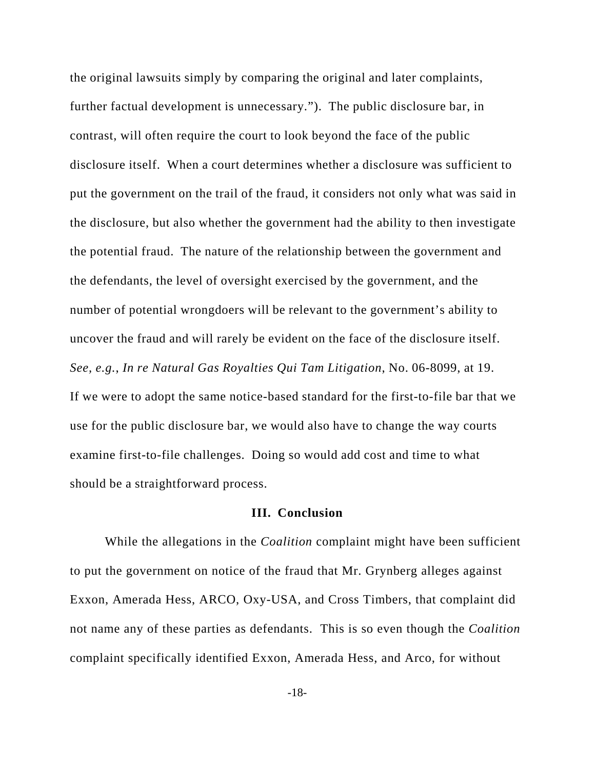the original lawsuits simply by comparing the original and later complaints, further factual development is unnecessary."). The public disclosure bar, in contrast, will often require the court to look beyond the face of the public disclosure itself. When a court determines whether a disclosure was sufficient to put the government on the trail of the fraud, it considers not only what was said in the disclosure, but also whether the government had the ability to then investigate the potential fraud. The nature of the relationship between the government and the defendants, the level of oversight exercised by the government, and the number of potential wrongdoers will be relevant to the government's ability to uncover the fraud and will rarely be evident on the face of the disclosure itself. *See, e.g.*, *In re Natural Gas Royalties Qui Tam Litigation*, No. 06-8099, at 19. If we were to adopt the same notice-based standard for the first-to-file bar that we use for the public disclosure bar, we would also have to change the way courts examine first-to-file challenges. Doing so would add cost and time to what should be a straightforward process.

## III. Conclusion

While the allegations in the *Coalition* complaint might have been sufficient to put the government on notice of the fraud that Mr. Grynberg alleges against Exxon, Amerada Hess, ARCO, Oxy-USA, and Cross Timbers, that complaint did not name any of these parties as defendants. This is so even though the *Coalition* complaint specifically identified Exxon, Amerada Hess, and Arco, for without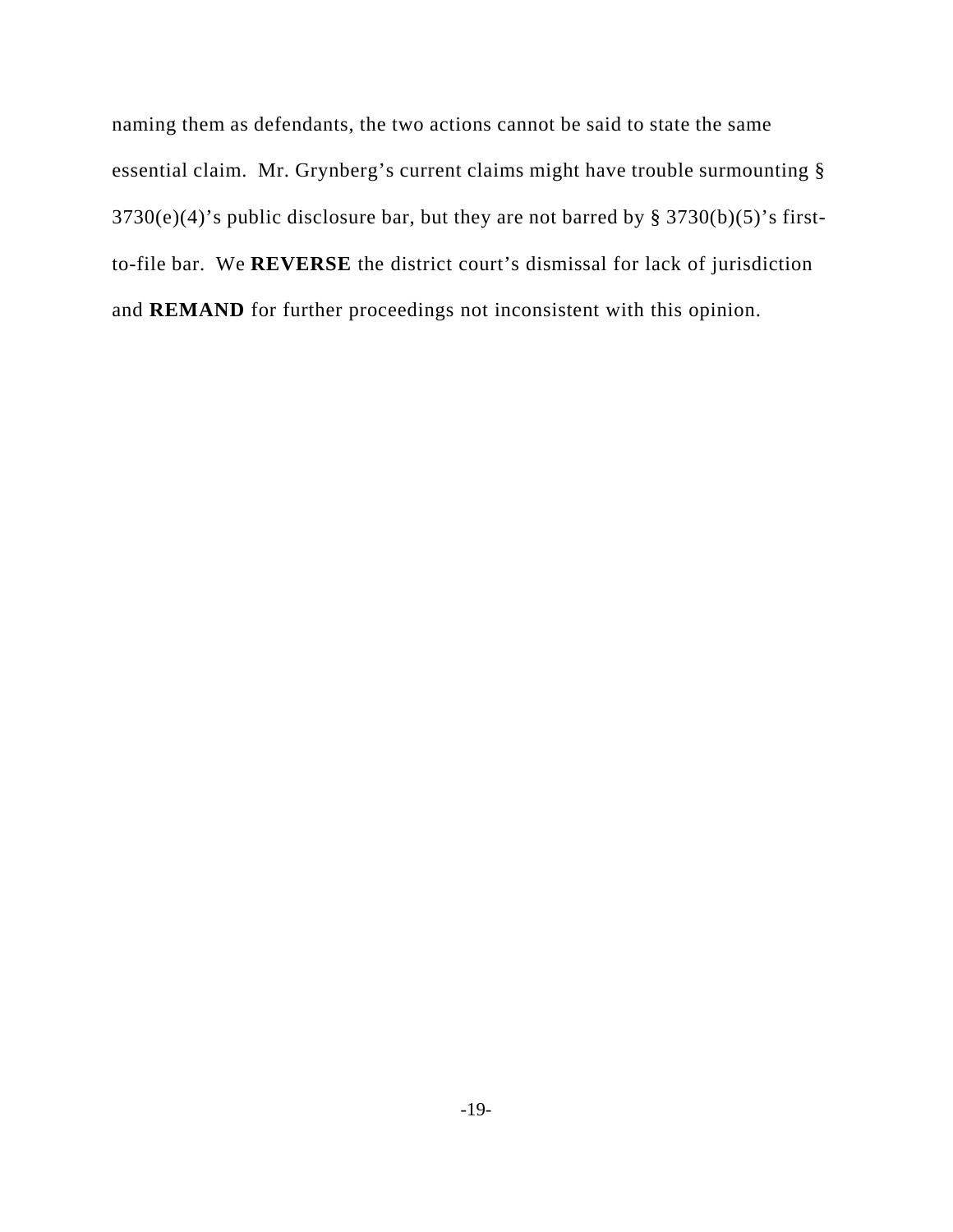naming them as defendants, the two actions cannot be said to state the same essential claim. Mr. Grynberg's current claims might have trouble surmounting § 3730(e)(4)'s public disclosure bar, but they are not barred by § 3730(b)(5)'s first-to-file bar. We **REVERSE** the district court's dismissal for lack of jurisdiction and **REMAND** for further proceedings not inconsistent with this opinion.